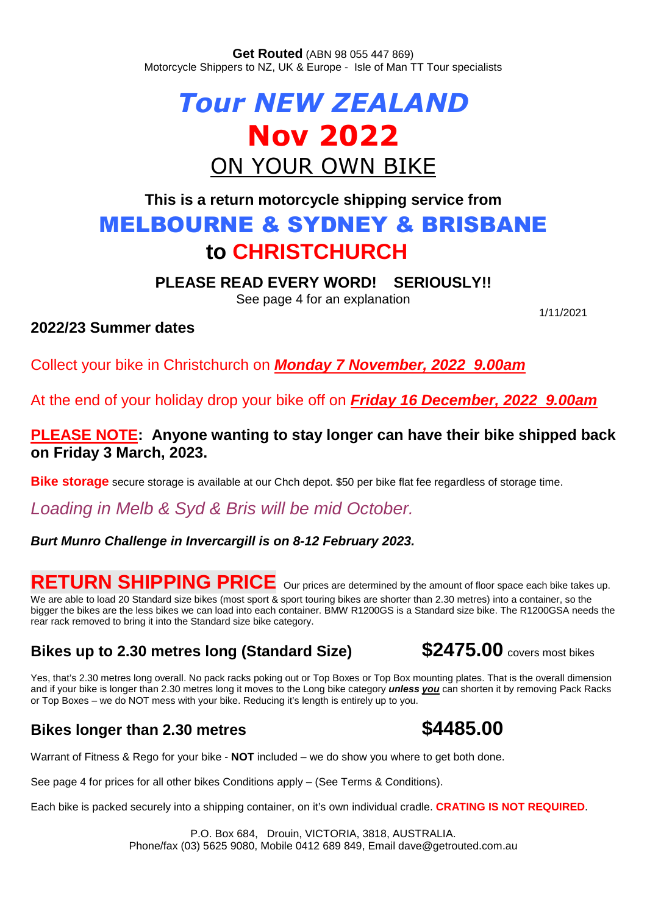**Get Routed** (ABN 98 055 447 869)
Motorcycle Shippers to NZ, UK & Europe - Isle of Man TT Tour specialists

# *Tour NEW ZEALAND*
# **Nov 2022**
## ON YOUR OWN BIKE

### This is a return motorcycle shipping service from
## MELBOURNE & SYDNEY & BRISBANE
## to CHRISTCHURCH

**PLEASE READ EVERY WORD! SERIOUSLY!!**
See page 4 for an explanation

1/11/2021

**2022/23 Summer dates**

Collect your bike in Christchurch on ***Monday 7 November, 2022 9.00am***

At the end of your holiday drop your bike off on ***Friday 16 December, 2022 9.00am***

**PLEASE NOTE: Anyone wanting to stay longer can have their bike shipped back on Friday 3 March, 2023.**

**Bike storage** secure storage is available at our Chch depot. $50 per bike flat fee regardless of storage time.

*Loading in Melb & Syd & Bris will be mid October.*

***Burt Munro Challenge in Invercargill is on 8-12 February 2023.***

## RETURN SHIPPING PRICE

Our prices are determined by the amount of floor space each bike takes up. We are able to load 20 Standard size bikes (most sport & sport touring bikes are shorter than 2.30 metres) into a container, so the bigger the bikes are the less bikes we can load into each container. BMW R1200GS is a Standard size bike. The R1200GSA needs the rear rack removed to bring it into the Standard size bike category.

### Bikes up to 2.30 metres long (Standard Size) **$2475.00** covers most bikes

Yes, that's 2.30 metres long overall. No pack racks poking out or Top Boxes or Top Box mounting plates. That is the overall dimension and if your bike is longer than 2.30 metres long it moves to the Long bike category ***unless you*** can shorten it by removing Pack Racks or Top Boxes – we do NOT mess with your bike. Reducing it's length is entirely up to you.

### Bikes longer than 2.30 metres **$4485.00**

Warrant of Fitness & Rego for your bike - **NOT** included – we do show you where to get both done.

See page 4 for prices for all other bikes Conditions apply – (See Terms & Conditions).

Each bike is packed securely into a shipping container, on it's own individual cradle. **CRATING IS NOT REQUIRED**.

P.O. Box 684, Drouin, VICTORIA, 3818, AUSTRALIA.
Phone/fax (03) 5625 9080, Mobile 0412 689 849, Email dave@getrouted.com.au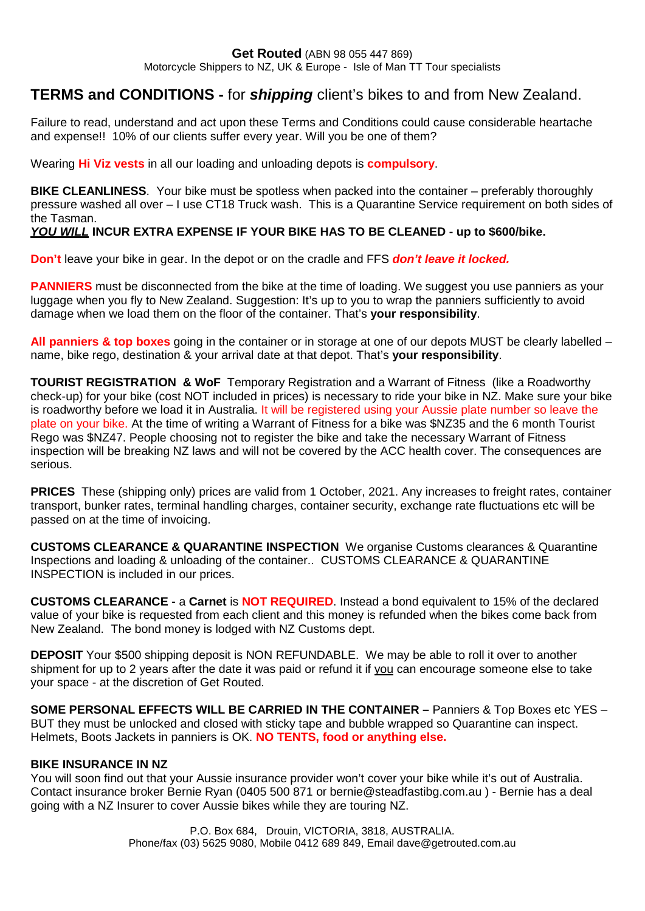**Get Routed** (ABN 98 055 447 869)
Motorcycle Shippers to NZ, UK & Europe - Isle of Man TT Tour specialists

## TERMS and CONDITIONS - for *shipping* client's bikes to and from New Zealand.

Failure to read, understand and act upon these Terms and Conditions could cause considerable heartache and expense!! 10% of our clients suffer every year. Will you be one of them?

Wearing **Hi Viz vests** in all our loading and unloading depots is **compulsory**.

**BIKE CLEANLINESS**. Your bike must be spotless when packed into the container – preferably thoroughly pressure washed all over – I use CT18 Truck wash. This is a Quarantine Service requirement on both sides of the Tasman.
***YOU WILL*** **INCUR EXTRA EXPENSE IF YOUR BIKE HAS TO BE CLEANED - up to $600/bike.**

**Don't** leave your bike in gear. In the depot or on the cradle and FFS ***don't leave it locked.***

**PANNIERS** must be disconnected from the bike at the time of loading. We suggest you use panniers as your luggage when you fly to New Zealand. Suggestion: It's up to you to wrap the panniers sufficiently to avoid damage when we load them on the floor of the container. That's **your responsibility**.

**All panniers & top boxes** going in the container or in storage at one of our depots MUST be clearly labelled – name, bike rego, destination & your arrival date at that depot. That's **your responsibility**.

**TOURIST REGISTRATION & WoF** Temporary Registration and a Warrant of Fitness (like a Roadworthy check-up) for your bike (cost NOT included in prices) is necessary to ride your bike in NZ. Make sure your bike is roadworthy before we load it in Australia. It will be registered using your Aussie plate number so leave the plate on your bike. At the time of writing a Warrant of Fitness for a bike was $NZ35 and the 6 month Tourist Rego was $NZ47. People choosing not to register the bike and take the necessary Warrant of Fitness inspection will be breaking NZ laws and will not be covered by the ACC health cover. The consequences are serious.

**PRICES** These (shipping only) prices are valid from 1 October, 2021. Any increases to freight rates, container transport, bunker rates, terminal handling charges, container security, exchange rate fluctuations etc will be passed on at the time of invoicing.

**CUSTOMS CLEARANCE & QUARANTINE INSPECTION** We organise Customs clearances & Quarantine Inspections and loading & unloading of the container.. CUSTOMS CLEARANCE & QUARANTINE INSPECTION is included in our prices.

**CUSTOMS CLEARANCE -** a **Carnet** is **NOT REQUIRED**. Instead a bond equivalent to 15% of the declared value of your bike is requested from each client and this money is refunded when the bikes come back from New Zealand. The bond money is lodged with NZ Customs dept.

**DEPOSIT** Your $500 shipping deposit is NON REFUNDABLE. We may be able to roll it over to another shipment for up to 2 years after the date it was paid or refund it if you can encourage someone else to take your space - at the discretion of Get Routed.

**SOME PERSONAL EFFECTS WILL BE CARRIED IN THE CONTAINER –** Panniers & Top Boxes etc YES – BUT they must be unlocked and closed with sticky tape and bubble wrapped so Quarantine can inspect. Helmets, Boots Jackets in panniers is OK. **NO TENTS, food or anything else.**

**BIKE INSURANCE IN NZ**
You will soon find out that your Aussie insurance provider won't cover your bike while it's out of Australia. Contact insurance broker Bernie Ryan (0405 500 871 or bernie@steadfastibg.com.au ) - Bernie has a deal going with a NZ Insurer to cover Aussie bikes while they are touring NZ.

P.O. Box 684, Drouin, VICTORIA, 3818, AUSTRALIA.
Phone/fax (03) 5625 9080, Mobile 0412 689 849, Email dave@getrouted.com.au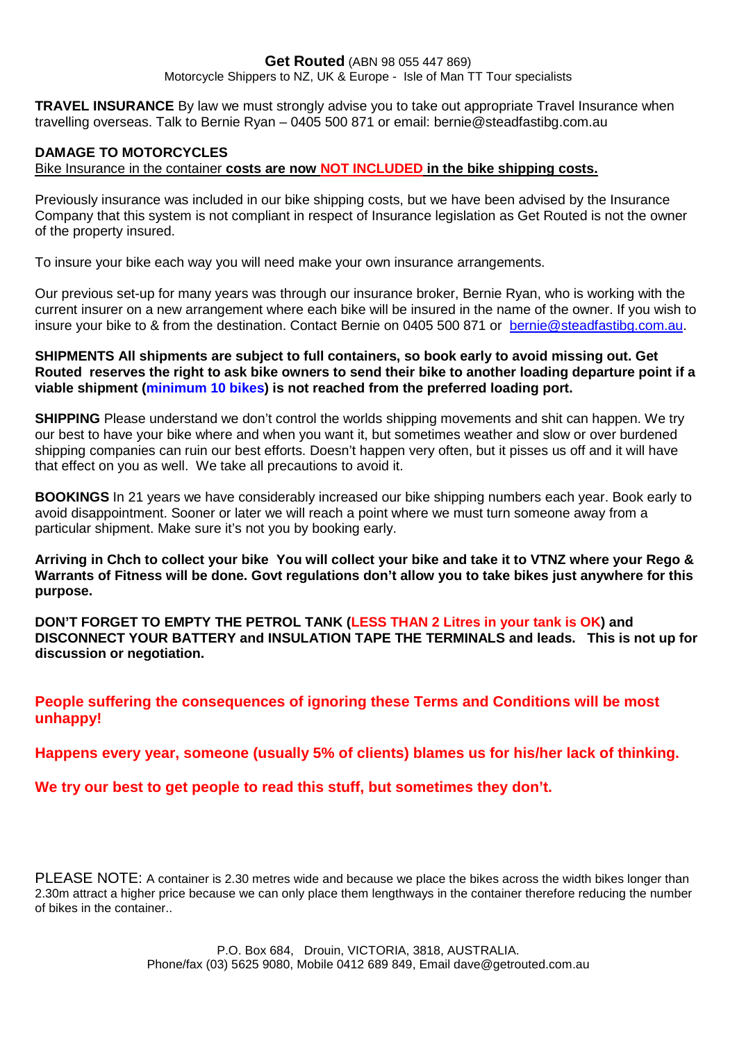**Get Routed** (ABN 98 055 447 869)

Motorcycle Shippers to NZ, UK & Europe - Isle of Man TT Tour specialists

**TRAVEL INSURANCE** By law we must strongly advise you to take out appropriate Travel Insurance when travelling overseas. Talk to Bernie Ryan – 0405 500 871 or email: bernie@steadfastibg.com.au

**DAMAGE TO MOTORCYCLES**

Bike Insurance in the container **costs are now NOT INCLUDED in the bike shipping costs.**

Previously insurance was included in our bike shipping costs, but we have been advised by the Insurance Company that this system is not compliant in respect of Insurance legislation as Get Routed is not the owner of the property insured.

To insure your bike each way you will need make your own insurance arrangements.

Our previous set-up for many years was through our insurance broker, Bernie Ryan, who is working with the current insurer on a new arrangement where each bike will be insured in the name of the owner. If you wish to insure your bike to & from the destination. Contact Bernie on 0405 500 871 or bernie@steadfastibg.com.au.

**SHIPMENTS All shipments are subject to full containers, so book early to avoid missing out. Get Routed reserves the right to ask bike owners to send their bike to another loading departure point if a viable shipment (minimum 10 bikes) is not reached from the preferred loading port.**

**SHIPPING** Please understand we don't control the worlds shipping movements and shit can happen. We try our best to have your bike where and when you want it, but sometimes weather and slow or over burdened shipping companies can ruin our best efforts. Doesn't happen very often, but it pisses us off and it will have that effect on you as well. We take all precautions to avoid it.

**BOOKINGS** In 21 years we have considerably increased our bike shipping numbers each year. Book early to avoid disappointment. Sooner or later we will reach a point where we must turn someone away from a particular shipment. Make sure it's not you by booking early.

**Arriving in Chch to collect your bike You will collect your bike and take it to VTNZ where your Rego & Warrants of Fitness will be done. Govt regulations don't allow you to take bikes just anywhere for this purpose.**

**DON'T FORGET TO EMPTY THE PETROL TANK (LESS THAN 2 Litres in your tank is OK) and DISCONNECT YOUR BATTERY and INSULATION TAPE THE TERMINALS and leads. This is not up for discussion or negotiation.**

**People suffering the consequences of ignoring these Terms and Conditions will be most unhappy!**

**Happens every year, someone (usually 5% of clients) blames us for his/her lack of thinking.**

**We try our best to get people to read this stuff, but sometimes they don't.**

PLEASE NOTE: A container is 2.30 metres wide and because we place the bikes across the width bikes longer than 2.30m attract a higher price because we can only place them lengthways in the container therefore reducing the number of bikes in the container..

P.O. Box 684, Drouin, VICTORIA, 3818, AUSTRALIA.
Phone/fax (03) 5625 9080, Mobile 0412 689 849, Email dave@getrouted.com.au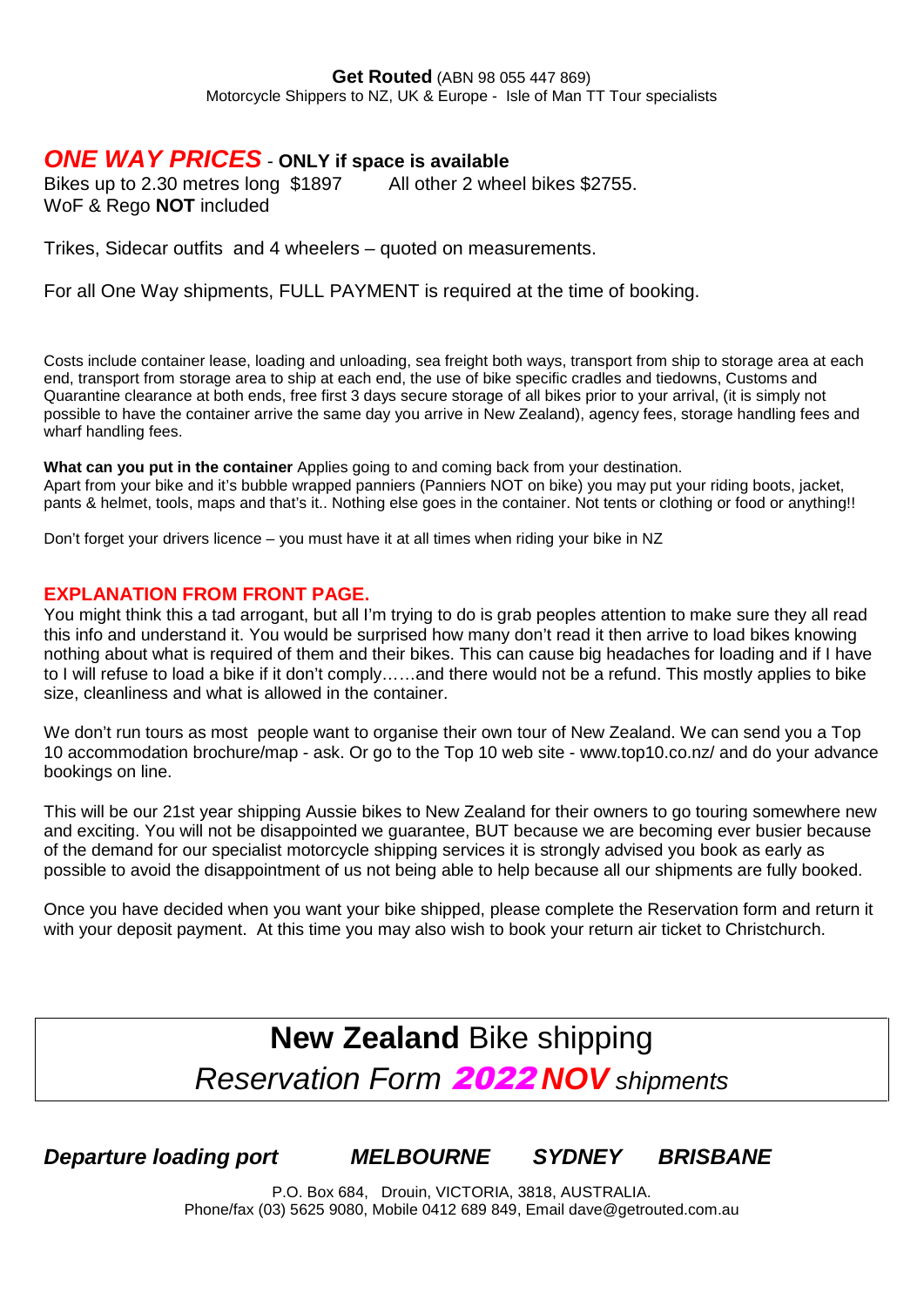**Get Routed** (ABN 98 055 447 869)
Motorcycle Shippers to NZ, UK & Europe - Isle of Man TT Tour specialists

## *ONE WAY PRICES* - ONLY if space is available

Bikes up to 2.30 metres long $1897 All other 2 wheel bikes $2755.
WoF & Rego **NOT** included

Trikes, Sidecar outfits and 4 wheelers – quoted on measurements.

For all One Way shipments, FULL PAYMENT is required at the time of booking.

Costs include container lease, loading and unloading, sea freight both ways, transport from ship to storage area at each end, transport from storage area to ship at each end, the use of bike specific cradles and tiedowns, Customs and Quarantine clearance at both ends, free first 3 days secure storage of all bikes prior to your arrival, (it is simply not possible to have the container arrive the same day you arrive in New Zealand), agency fees, storage handling fees and wharf handling fees.

**What can you put in the container** Applies going to and coming back from your destination.
Apart from your bike and it's bubble wrapped panniers (Panniers NOT on bike) you may put your riding boots, jacket, pants & helmet, tools, maps and that's it.. Nothing else goes in the container. Not tents or clothing or food or anything!!

Don't forget your drivers licence – you must have it at all times when riding your bike in NZ

### EXPLANATION FROM FRONT PAGE.

You might think this a tad arrogant, but all I'm trying to do is grab peoples attention to make sure they all read this info and understand it. You would be surprised how many don't read it then arrive to load bikes knowing nothing about what is required of them and their bikes. This can cause big headaches for loading and if I have to I will refuse to load a bike if it don't comply……and there would not be a refund. This mostly applies to bike size, cleanliness and what is allowed in the container.

We don't run tours as most people want to organise their own tour of New Zealand. We can send you a Top 10 accommodation brochure/map - ask. Or go to the Top 10 web site - www.top10.co.nz/ and do your advance bookings on line.

This will be our 21st year shipping Aussie bikes to New Zealand for their owners to go touring somewhere new and exciting. You will not be disappointed we guarantee, BUT because we are becoming ever busier because of the demand for our specialist motorcycle shipping services it is strongly advised you book as early as possible to avoid the disappointment of us not being able to help because all our shipments are fully booked.

Once you have decided when you want your bike shipped, please complete the Reservation form and return it with your deposit payment. At this time you may also wish to book your return air ticket to Christchurch.

# **New Zealand** Bike shipping
## *Reservation Form* ***2022 NOV*** *shipments*

***Departure loading port*** ***MELBOURNE*** ***SYDNEY*** ***BRISBANE***

P.O. Box 684, Drouin, VICTORIA, 3818, AUSTRALIA.
Phone/fax (03) 5625 9080, Mobile 0412 689 849, Email dave@getrouted.com.au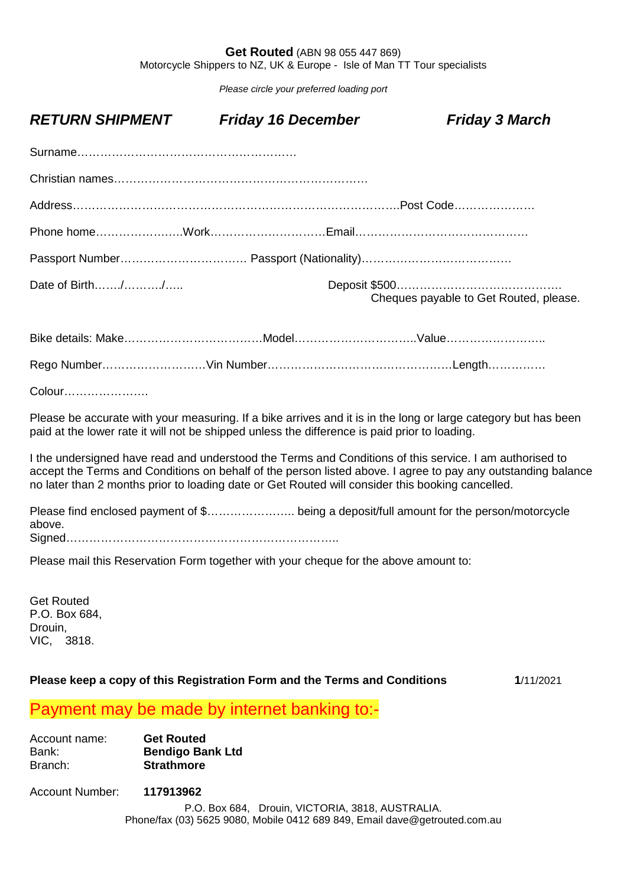**Get Routed** (ABN 98 055 447 869)
Motorcycle Shippers to NZ, UK & Europe - Isle of Man TT Tour specialists

*Please circle your preferred loading port*

***RETURN SHIPMENT*** ***Friday 16 December*** ***Friday 3 March***

Surname…………………………………………………

Christian names…………………………………………………………

Address…………………………………………………………………………..Post Code…………………

Phone home……………….….Work……………….………Email……………………………………….

Passport Number…………….……….…….… Passport (Nationality)………………….………………

Date of Birth……./………./….. Deposit $500…………………………………….
Cheques payable to Get Routed, please.

Bike details: Make………………………………Model…………………………..Value……………………..

Rego Number………………………Vin Number…………………………………………Length……………

Colour………………….

Please be accurate with your measuring. If a bike arrives and it is in the long or large category but has been paid at the lower rate it will not be shipped unless the difference is paid prior to loading.

I the undersigned have read and understood the Terms and Conditions of this service. I am authorised to accept the Terms and Conditions on behalf of the person listed above. I agree to pay any outstanding balance no later than 2 months prior to loading date or Get Routed will consider this booking cancelled.

Please find enclosed payment of $………………….. being a deposit/full amount for the person/motorcycle above.
Signed……………………………………………………………..

Please mail this Reservation Form together with your cheque for the above amount to:

Get Routed
P.O. Box 684,
Drouin,
VIC, 3818.

**Please keep a copy of this Registration Form and the Terms and Conditions** **1**/11/2021

## Payment may be made by internet banking to:-

Account name: **Get Routed**
Bank: **Bendigo Bank Ltd**
Branch: **Strathmore**

Account Number: **117913962**

P.O. Box 684, Drouin, VICTORIA, 3818, AUSTRALIA.
Phone/fax (03) 5625 9080, Mobile 0412 689 849, Email dave@getrouted.com.au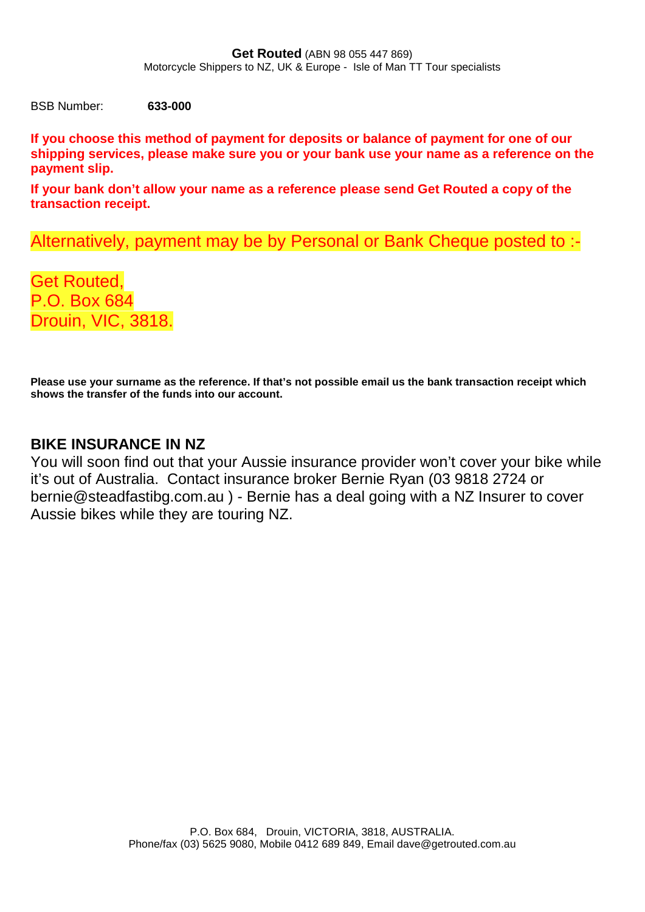**Get Routed** (ABN 98 055 447 869)
Motorcycle Shippers to NZ, UK & Europe - Isle of Man TT Tour specialists

BSB Number: **633-000**

**If you choose this method of payment for deposits or balance of payment for one of our shipping services, please make sure you or your bank use your name as a reference on the payment slip.**

**If your bank don't allow your name as a reference please send Get Routed a copy of the transaction receipt.**

Alternatively, payment may be by Personal or Bank Cheque posted to :-

Get Routed,
P.O. Box 684
Drouin, VIC, 3818.

**Please use your surname as the reference. If that's not possible email us the bank transaction receipt which shows the transfer of the funds into our account.**

## BIKE INSURANCE IN NZ

You will soon find out that your Aussie insurance provider won't cover your bike while it's out of Australia. Contact insurance broker Bernie Ryan (03 9818 2724 or bernie@steadfastibg.com.au ) - Bernie has a deal going with a NZ Insurer to cover Aussie bikes while they are touring NZ.

P.O. Box 684, Drouin, VICTORIA, 3818, AUSTRALIA.
Phone/fax (03) 5625 9080, Mobile 0412 689 849, Email dave@getrouted.com.au